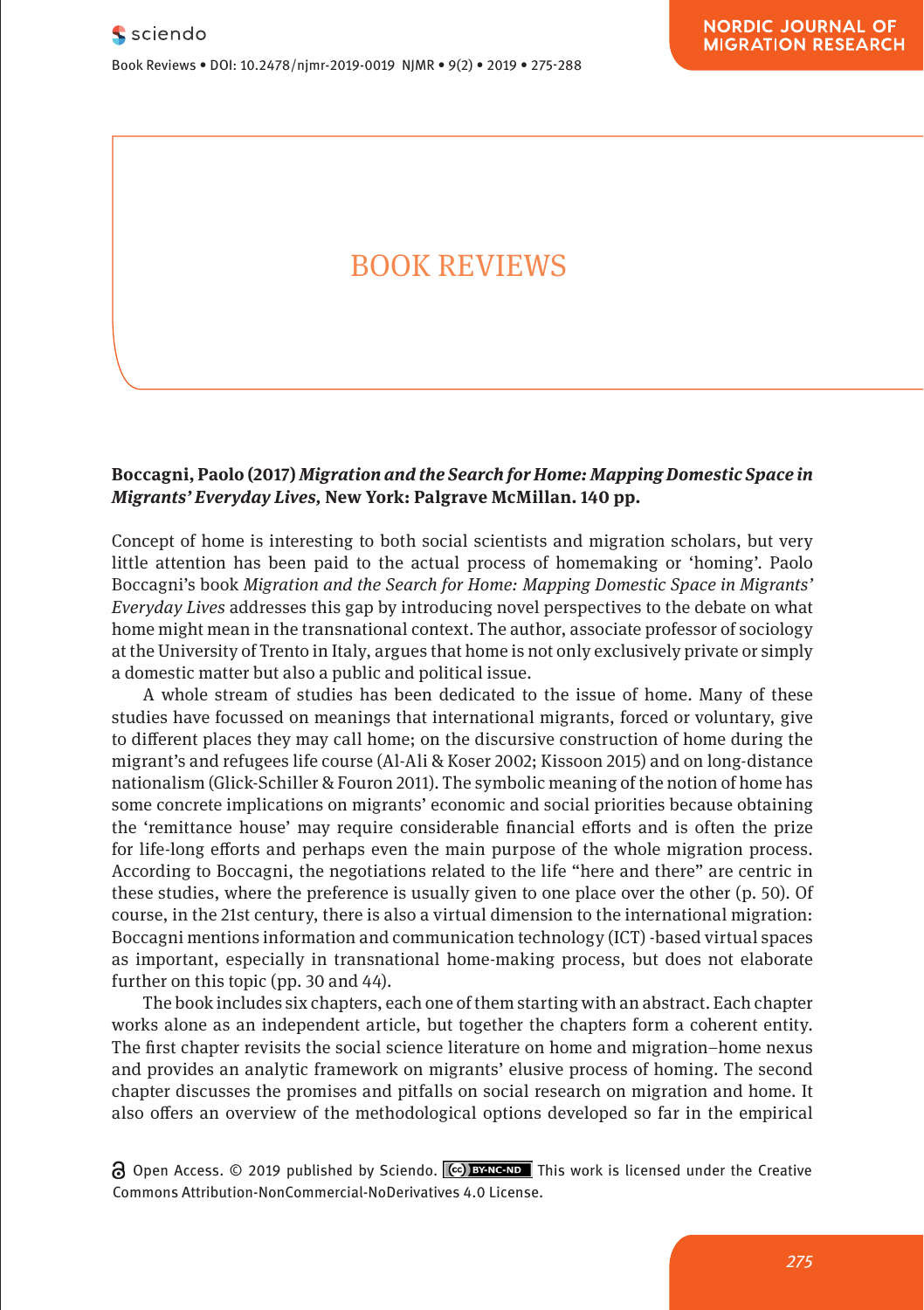# BOOK REVIEWS

**Boccagni, Paolo (2017)** ***Migration and the Search for Home: Mapping Domestic Space in Migrants' Everyday Lives,*** **New York: Palgrave McMillan. 140 pp.**

Concept of home is interesting to both social scientists and migration scholars, but very little attention has been paid to the actual process of homemaking or 'homing'. Paolo Boccagni's book *Migration and the Search for Home: Mapping Domestic Space in Migrants' Everyday Lives* addresses this gap by introducing novel perspectives to the debate on what home might mean in the transnational context. The author, associate professor of sociology at the University of Trento in Italy, argues that home is not only exclusively private or simply a domestic matter but also a public and political issue.

A whole stream of studies has been dedicated to the issue of home. Many of these studies have focussed on meanings that international migrants, forced or voluntary, give to different places they may call home; on the discursive construction of home during the migrant's and refugees life course (Al-Ali & Koser 2002; Kissoon 2015) and on long-distance nationalism (Glick-Schiller & Fouron 2011). The symbolic meaning of the notion of home has some concrete implications on migrants' economic and social priorities because obtaining the 'remittance house' may require considerable financial efforts and is often the prize for life-long efforts and perhaps even the main purpose of the whole migration process. According to Boccagni, the negotiations related to the life "here and there" are centric in these studies, where the preference is usually given to one place over the other (p. 50). Of course, in the 21st century, there is also a virtual dimension to the international migration: Boccagni mentions information and communication technology (ICT) -based virtual spaces as important, especially in transnational home-making process, but does not elaborate further on this topic (pp. 30 and 44).

The book includes six chapters, each one of them starting with an abstract. Each chapter works alone as an independent article, but together the chapters form a coherent entity. The first chapter revisits the social science literature on home and migration–home nexus and provides an analytic framework on migrants' elusive process of homing. The second chapter discusses the promises and pitfalls on social research on migration and home. It also offers an overview of the methodological options developed so far in the empirical

Open Access. © 2019 published by Sciendo. This work is licensed under the Creative Commons Attribution-NonCommercial-NoDerivatives 4.0 License.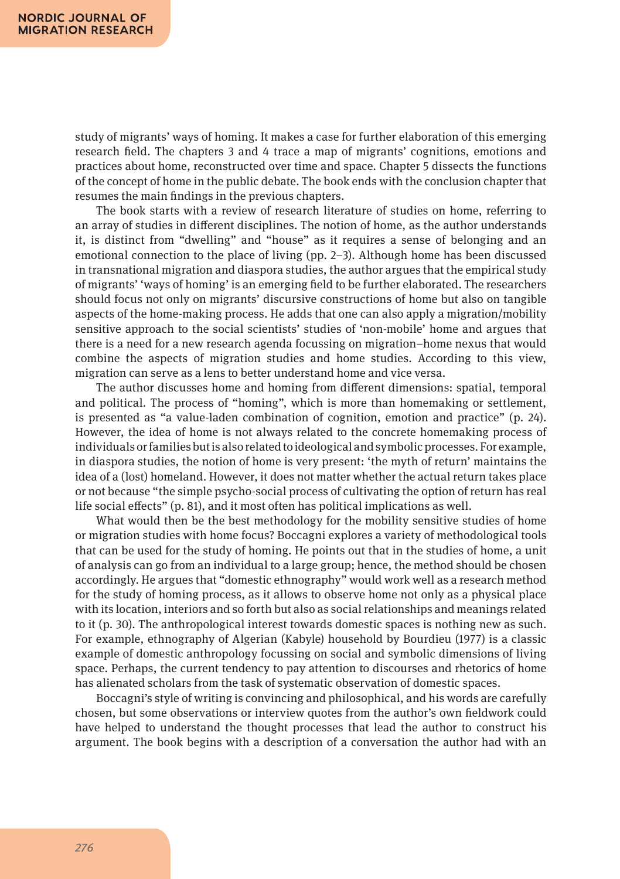study of migrants' ways of homing. It makes a case for further elaboration of this emerging research field. The chapters 3 and 4 trace a map of migrants' cognitions, emotions and practices about home, reconstructed over time and space. Chapter 5 dissects the functions of the concept of home in the public debate. The book ends with the conclusion chapter that resumes the main findings in the previous chapters.

The book starts with a review of research literature of studies on home, referring to an array of studies in different disciplines. The notion of home, as the author understands it, is distinct from "dwelling" and "house" as it requires a sense of belonging and an emotional connection to the place of living (pp. 2–3). Although home has been discussed in transnational migration and diaspora studies, the author argues that the empirical study of migrants' 'ways of homing' is an emerging field to be further elaborated. The researchers should focus not only on migrants' discursive constructions of home but also on tangible aspects of the home-making process. He adds that one can also apply a migration/mobility sensitive approach to the social scientists' studies of 'non-mobile' home and argues that there is a need for a new research agenda focussing on migration–home nexus that would combine the aspects of migration studies and home studies. According to this view, migration can serve as a lens to better understand home and vice versa.

The author discusses home and homing from different dimensions: spatial, temporal and political. The process of "homing", which is more than homemaking or settlement, is presented as "a value-laden combination of cognition, emotion and practice" (p. 24). However, the idea of home is not always related to the concrete homemaking process of individuals or families but is also related to ideological and symbolic processes. For example, in diaspora studies, the notion of home is very present: 'the myth of return' maintains the idea of a (lost) homeland. However, it does not matter whether the actual return takes place or not because "the simple psycho-social process of cultivating the option of return has real life social effects" (p. 81), and it most often has political implications as well.

What would then be the best methodology for the mobility sensitive studies of home or migration studies with home focus? Boccagni explores a variety of methodological tools that can be used for the study of homing. He points out that in the studies of home, a unit of analysis can go from an individual to a large group; hence, the method should be chosen accordingly. He argues that "domestic ethnography" would work well as a research method for the study of homing process, as it allows to observe home not only as a physical place with its location, interiors and so forth but also as social relationships and meanings related to it (p. 30). The anthropological interest towards domestic spaces is nothing new as such. For example, ethnography of Algerian (Kabyle) household by Bourdieu (1977) is a classic example of domestic anthropology focussing on social and symbolic dimensions of living space. Perhaps, the current tendency to pay attention to discourses and rhetorics of home has alienated scholars from the task of systematic observation of domestic spaces.

Boccagni's style of writing is convincing and philosophical, and his words are carefully chosen, but some observations or interview quotes from the author's own fieldwork could have helped to understand the thought processes that lead the author to construct his argument. The book begins with a description of a conversation the author had with an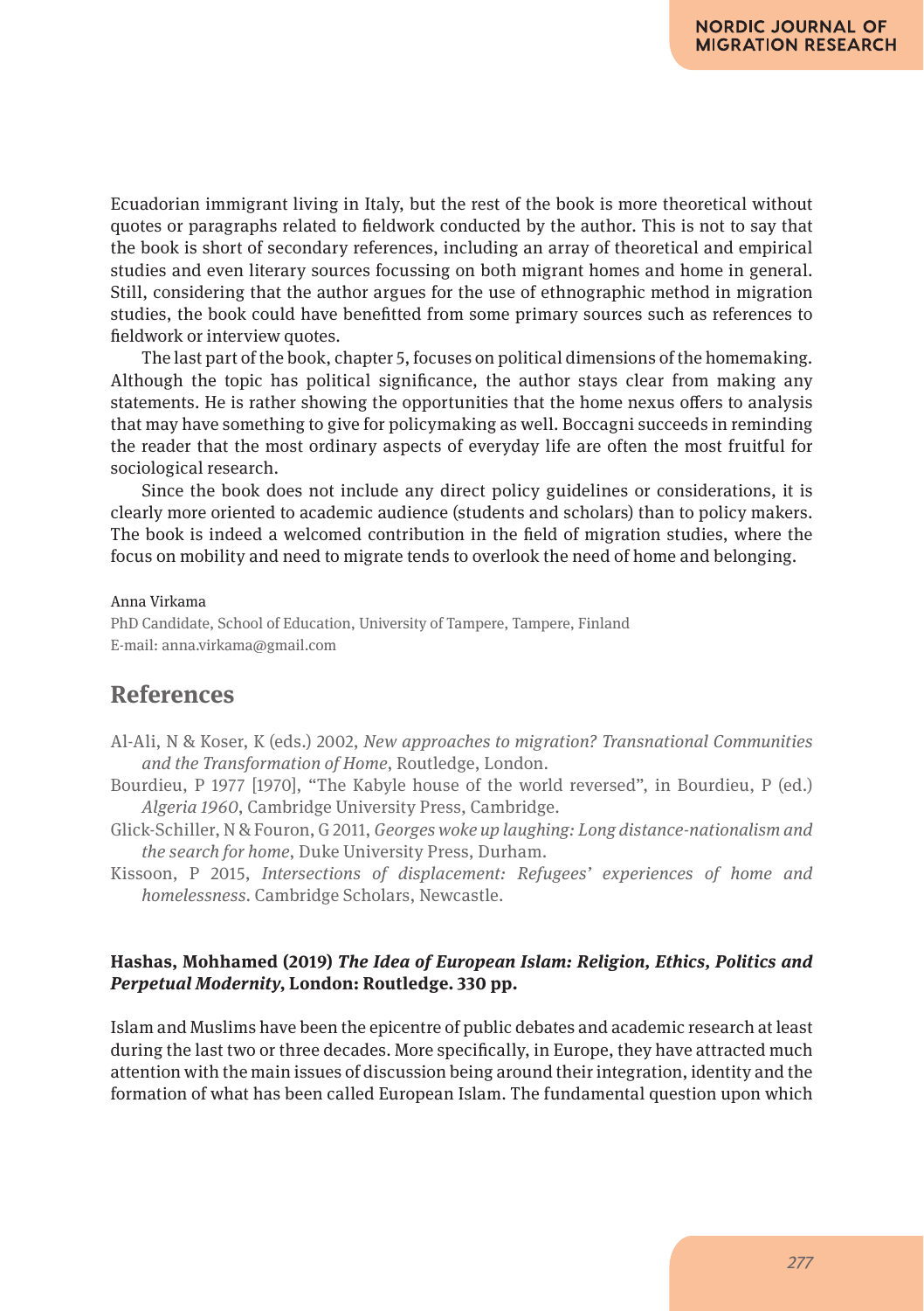Ecuadorian immigrant living in Italy, but the rest of the book is more theoretical without quotes or paragraphs related to fieldwork conducted by the author. This is not to say that the book is short of secondary references, including an array of theoretical and empirical studies and even literary sources focussing on both migrant homes and home in general. Still, considering that the author argues for the use of ethnographic method in migration studies, the book could have benefitted from some primary sources such as references to fieldwork or interview quotes.

The last part of the book, chapter 5, focuses on political dimensions of the homemaking. Although the topic has political significance, the author stays clear from making any statements. He is rather showing the opportunities that the home nexus offers to analysis that may have something to give for policymaking as well. Boccagni succeeds in reminding the reader that the most ordinary aspects of everyday life are often the most fruitful for sociological research.

Since the book does not include any direct policy guidelines or considerations, it is clearly more oriented to academic audience (students and scholars) than to policy makers. The book is indeed a welcomed contribution in the field of migration studies, where the focus on mobility and need to migrate tends to overlook the need of home and belonging.

Anna Virkama
PhD Candidate, School of Education, University of Tampere, Tampere, Finland
E-mail: anna.virkama@gmail.com

## References

Al-Ali, N & Koser, K (eds.) 2002, *New approaches to migration? Transnational Communities and the Transformation of Home*, Routledge, London.

Bourdieu, P 1977 [1970], "The Kabyle house of the world reversed", in Bourdieu, P (ed.) *Algeria 1960*, Cambridge University Press, Cambridge.

Glick-Schiller, N & Fouron, G 2011, *Georges woke up laughing: Long distance-nationalism and the search for home*, Duke University Press, Durham.

Kissoon, P 2015, *Intersections of displacement: Refugees' experiences of home and homelessness*. Cambridge Scholars, Newcastle.

**Hashas, Mohhamed (2019) *The Idea of European Islam: Religion, Ethics, Politics and Perpetual Modernity*, London: Routledge. 330 pp.**

Islam and Muslims have been the epicentre of public debates and academic research at least during the last two or three decades. More specifically, in Europe, they have attracted much attention with the main issues of discussion being around their integration, identity and the formation of what has been called European Islam. The fundamental question upon which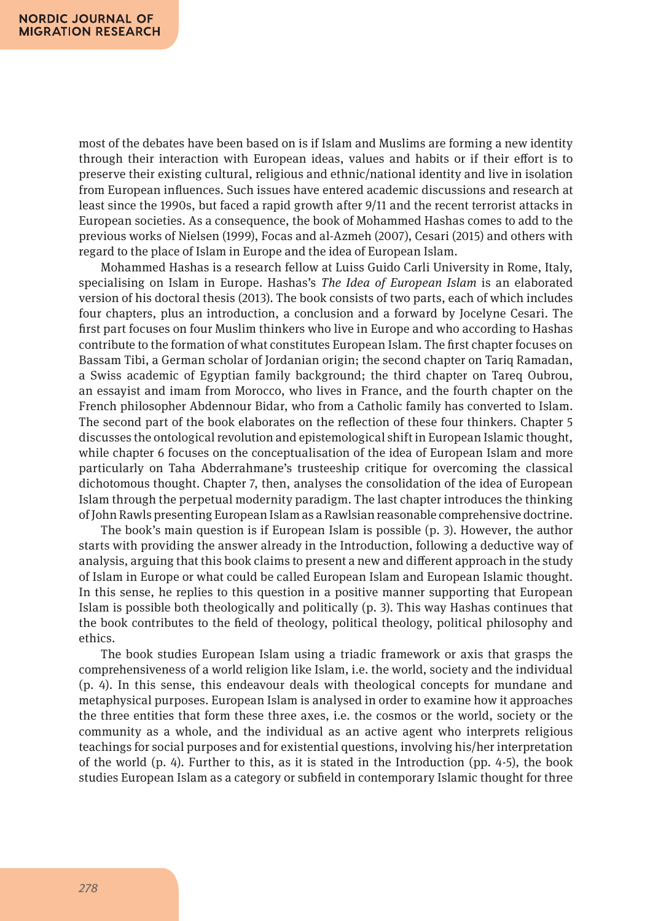most of the debates have been based on is if Islam and Muslims are forming a new identity through their interaction with European ideas, values and habits or if their effort is to preserve their existing cultural, religious and ethnic/national identity and live in isolation from European influences. Such issues have entered academic discussions and research at least since the 1990s, but faced a rapid growth after 9/11 and the recent terrorist attacks in European societies. As a consequence, the book of Mohammed Hashas comes to add to the previous works of Nielsen (1999), Focas and al-Azmeh (2007), Cesari (2015) and others with regard to the place of Islam in Europe and the idea of European Islam.

Mohammed Hashas is a research fellow at Luiss Guido Carli University in Rome, Italy, specialising on Islam in Europe. Hashas's *The Idea of European Islam* is an elaborated version of his doctoral thesis (2013). The book consists of two parts, each of which includes four chapters, plus an introduction, a conclusion and a forward by Jocelyne Cesari. The first part focuses on four Muslim thinkers who live in Europe and who according to Hashas contribute to the formation of what constitutes European Islam. The first chapter focuses on Bassam Tibi, a German scholar of Jordanian origin; the second chapter on Tariq Ramadan, a Swiss academic of Egyptian family background; the third chapter on Tareq Oubrou, an essayist and imam from Morocco, who lives in France, and the fourth chapter on the French philosopher Abdennour Bidar, who from a Catholic family has converted to Islam. The second part of the book elaborates on the reflection of these four thinkers. Chapter 5 discusses the ontological revolution and epistemological shift in European Islamic thought, while chapter 6 focuses on the conceptualisation of the idea of European Islam and more particularly on Taha Abderrahmane's trusteeship critique for overcoming the classical dichotomous thought. Chapter 7, then, analyses the consolidation of the idea of European Islam through the perpetual modernity paradigm. The last chapter introduces the thinking of John Rawls presenting European Islam as a Rawlsian reasonable comprehensive doctrine.

The book's main question is if European Islam is possible (p. 3). However, the author starts with providing the answer already in the Introduction, following a deductive way of analysis, arguing that this book claims to present a new and different approach in the study of Islam in Europe or what could be called European Islam and European Islamic thought. In this sense, he replies to this question in a positive manner supporting that European Islam is possible both theologically and politically (p. 3). This way Hashas continues that the book contributes to the field of theology, political theology, political philosophy and ethics.

The book studies European Islam using a triadic framework or axis that grasps the comprehensiveness of a world religion like Islam, i.e. the world, society and the individual (p. 4). In this sense, this endeavour deals with theological concepts for mundane and metaphysical purposes. European Islam is analysed in order to examine how it approaches the three entities that form these three axes, i.e. the cosmos or the world, society or the community as a whole, and the individual as an active agent who interprets religious teachings for social purposes and for existential questions, involving his/her interpretation of the world (p. 4). Further to this, as it is stated in the Introduction (pp. 4-5), the book studies European Islam as a category or subfield in contemporary Islamic thought for three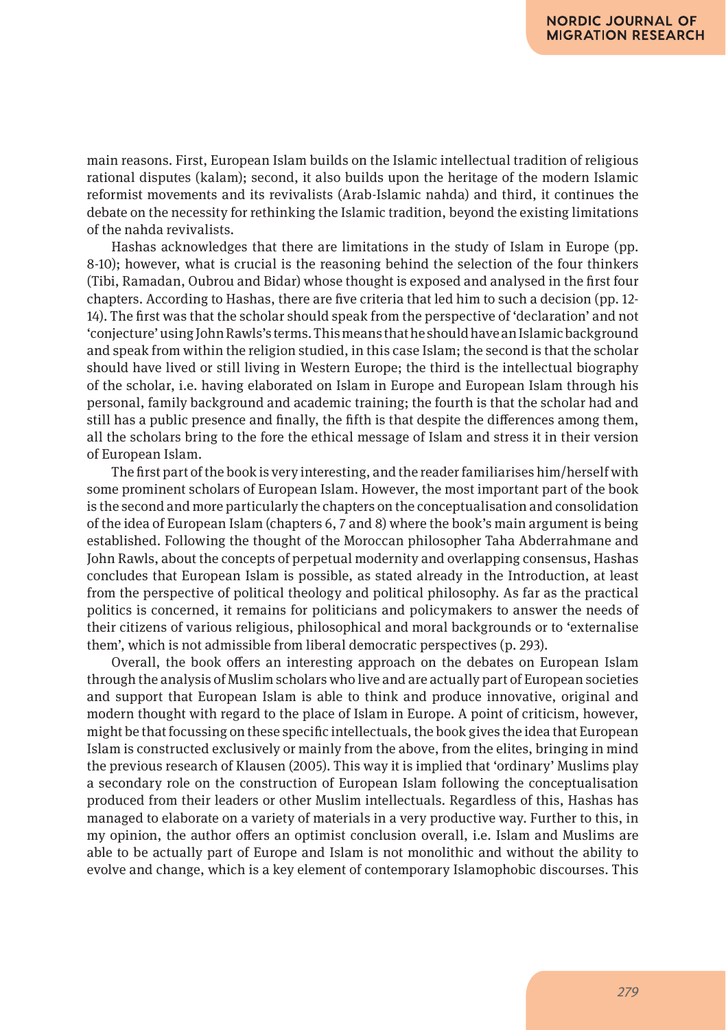main reasons. First, European Islam builds on the Islamic intellectual tradition of religious rational disputes (kalam); second, it also builds upon the heritage of the modern Islamic reformist movements and its revivalists (Arab-Islamic nahda) and third, it continues the debate on the necessity for rethinking the Islamic tradition, beyond the existing limitations of the nahda revivalists.

Hashas acknowledges that there are limitations in the study of Islam in Europe (pp. 8-10); however, what is crucial is the reasoning behind the selection of the four thinkers (Tibi, Ramadan, Oubrou and Bidar) whose thought is exposed and analysed in the first four chapters. According to Hashas, there are five criteria that led him to such a decision (pp. 12-14). The first was that the scholar should speak from the perspective of 'declaration' and not 'conjecture' using John Rawls's terms. This means that he should have an Islamic background and speak from within the religion studied, in this case Islam; the second is that the scholar should have lived or still living in Western Europe; the third is the intellectual biography of the scholar, i.e. having elaborated on Islam in Europe and European Islam through his personal, family background and academic training; the fourth is that the scholar had and still has a public presence and finally, the fifth is that despite the differences among them, all the scholars bring to the fore the ethical message of Islam and stress it in their version of European Islam.

The first part of the book is very interesting, and the reader familiarises him/herself with some prominent scholars of European Islam. However, the most important part of the book is the second and more particularly the chapters on the conceptualisation and consolidation of the idea of European Islam (chapters 6, 7 and 8) where the book's main argument is being established. Following the thought of the Moroccan philosopher Taha Abderrahmane and John Rawls, about the concepts of perpetual modernity and overlapping consensus, Hashas concludes that European Islam is possible, as stated already in the Introduction, at least from the perspective of political theology and political philosophy. As far as the practical politics is concerned, it remains for politicians and policymakers to answer the needs of their citizens of various religious, philosophical and moral backgrounds or to 'externalise them', which is not admissible from liberal democratic perspectives (p. 293).

Overall, the book offers an interesting approach on the debates on European Islam through the analysis of Muslim scholars who live and are actually part of European societies and support that European Islam is able to think and produce innovative, original and modern thought with regard to the place of Islam in Europe. A point of criticism, however, might be that focussing on these specific intellectuals, the book gives the idea that European Islam is constructed exclusively or mainly from the above, from the elites, bringing in mind the previous research of Klausen (2005). This way it is implied that 'ordinary' Muslims play a secondary role on the construction of European Islam following the conceptualisation produced from their leaders or other Muslim intellectuals. Regardless of this, Hashas has managed to elaborate on a variety of materials in a very productive way. Further to this, in my opinion, the author offers an optimist conclusion overall, i.e. Islam and Muslims are able to be actually part of Europe and Islam is not monolithic and without the ability to evolve and change, which is a key element of contemporary Islamophobic discourses. This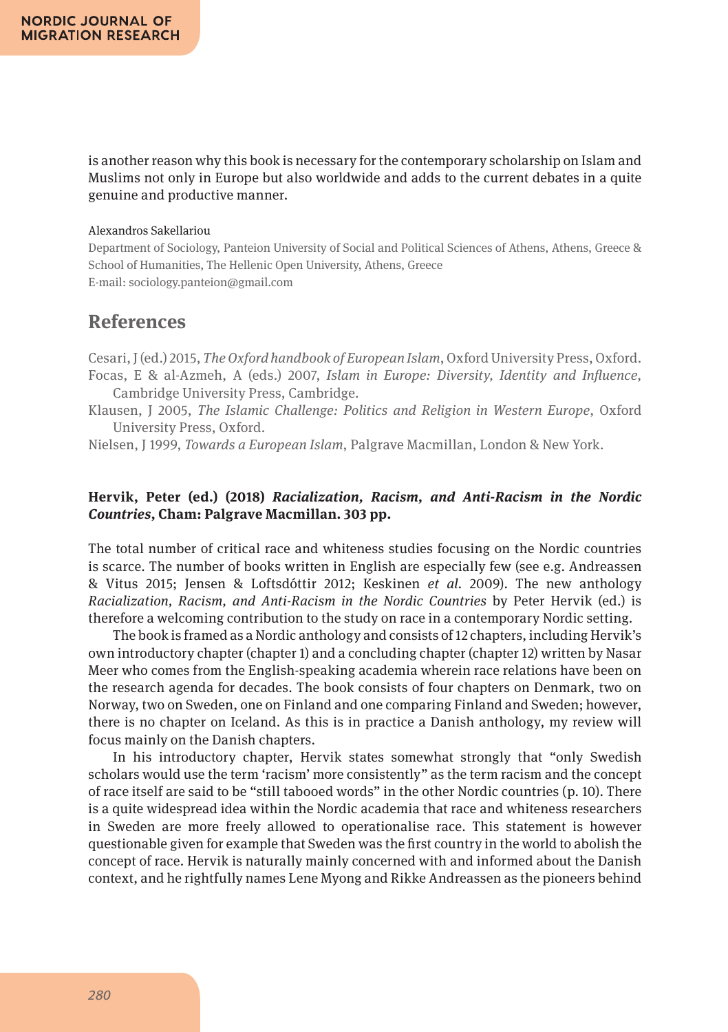is another reason why this book is necessary for the contemporary scholarship on Islam and Muslims not only in Europe but also worldwide and adds to the current debates in a quite genuine and productive manner.

Alexandros Sakellariou
Department of Sociology, Panteion University of Social and Political Sciences of Athens, Athens, Greece & School of Humanities, The Hellenic Open University, Athens, Greece
E-mail: sociology.panteion@gmail.com

## References

Cesari, J (ed.) 2015, *The Oxford handbook of European Islam*, Oxford University Press, Oxford.

Focas, E & al-Azmeh, A (eds.) 2007, *Islam in Europe: Diversity, Identity and Influence*, Cambridge University Press, Cambridge.

Klausen, J 2005, *The Islamic Challenge: Politics and Religion in Western Europe*, Oxford University Press, Oxford.

Nielsen, J 1999, *Towards a European Islam*, Palgrave Macmillan, London & New York.

**Hervik, Peter (ed.) (2018) *Racialization, Racism, and Anti-Racism in the Nordic Countries*, Cham: Palgrave Macmillan. 303 pp.**

The total number of critical race and whiteness studies focusing on the Nordic countries is scarce. The number of books written in English are especially few (see e.g. Andreassen & Vitus 2015; Jensen & Loftsdóttir 2012; Keskinen *et al.* 2009). The new anthology *Racialization, Racism, and Anti-Racism in the Nordic Countries* by Peter Hervik (ed.) is therefore a welcoming contribution to the study on race in a contemporary Nordic setting.

The book is framed as a Nordic anthology and consists of 12 chapters, including Hervik's own introductory chapter (chapter 1) and a concluding chapter (chapter 12) written by Nasar Meer who comes from the English-speaking academia wherein race relations have been on the research agenda for decades. The book consists of four chapters on Denmark, two on Norway, two on Sweden, one on Finland and one comparing Finland and Sweden; however, there is no chapter on Iceland. As this is in practice a Danish anthology, my review will focus mainly on the Danish chapters.

In his introductory chapter, Hervik states somewhat strongly that "only Swedish scholars would use the term 'racism' more consistently" as the term racism and the concept of race itself are said to be "still tabooed words" in the other Nordic countries (p. 10). There is a quite widespread idea within the Nordic academia that race and whiteness researchers in Sweden are more freely allowed to operationalise race. This statement is however questionable given for example that Sweden was the first country in the world to abolish the concept of race. Hervik is naturally mainly concerned with and informed about the Danish context, and he rightfully names Lene Myong and Rikke Andreassen as the pioneers behind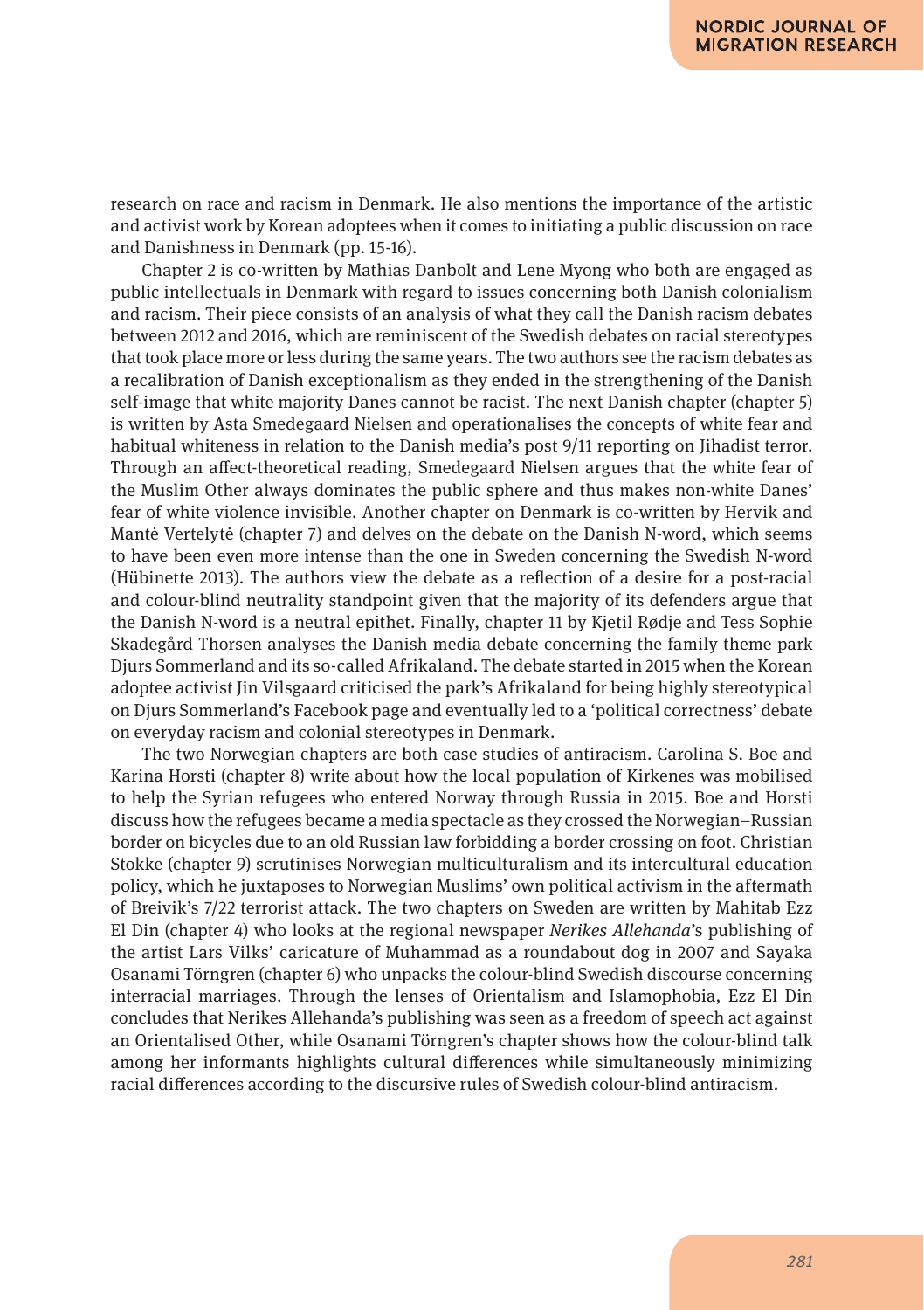research on race and racism in Denmark. He also mentions the importance of the artistic and activist work by Korean adoptees when it comes to initiating a public discussion on race and Danishness in Denmark (pp. 15-16).

Chapter 2 is co-written by Mathias Danbolt and Lene Myong who both are engaged as public intellectuals in Denmark with regard to issues concerning both Danish colonialism and racism. Their piece consists of an analysis of what they call the Danish racism debates between 2012 and 2016, which are reminiscent of the Swedish debates on racial stereotypes that took place more or less during the same years. The two authors see the racism debates as a recalibration of Danish exceptionalism as they ended in the strengthening of the Danish self-image that white majority Danes cannot be racist. The next Danish chapter (chapter 5) is written by Asta Smedegaard Nielsen and operationalises the concepts of white fear and habitual whiteness in relation to the Danish media's post 9/11 reporting on Jihadist terror. Through an affect-theoretical reading, Smedegaard Nielsen argues that the white fear of the Muslim Other always dominates the public sphere and thus makes non-white Danes' fear of white violence invisible. Another chapter on Denmark is co-written by Hervik and Mantė Vertelytė (chapter 7) and delves on the debate on the Danish N-word, which seems to have been even more intense than the one in Sweden concerning the Swedish N-word (Hübinette 2013). The authors view the debate as a reflection of a desire for a post-racial and colour-blind neutrality standpoint given that the majority of its defenders argue that the Danish N-word is a neutral epithet. Finally, chapter 11 by Kjetil Rødje and Tess Sophie Skadegård Thorsen analyses the Danish media debate concerning the family theme park Djurs Sommerland and its so-called Afrikaland. The debate started in 2015 when the Korean adoptee activist Jin Vilsgaard criticised the park's Afrikaland for being highly stereotypical on Djurs Sommerland's Facebook page and eventually led to a 'political correctness' debate on everyday racism and colonial stereotypes in Denmark.

The two Norwegian chapters are both case studies of antiracism. Carolina S. Boe and Karina Horsti (chapter 8) write about how the local population of Kirkenes was mobilised to help the Syrian refugees who entered Norway through Russia in 2015. Boe and Horsti discuss how the refugees became a media spectacle as they crossed the Norwegian–Russian border on bicycles due to an old Russian law forbidding a border crossing on foot. Christian Stokke (chapter 9) scrutinises Norwegian multiculturalism and its intercultural education policy, which he juxtaposes to Norwegian Muslims' own political activism in the aftermath of Breivik's 7/22 terrorist attack. The two chapters on Sweden are written by Mahitab Ezz El Din (chapter 4) who looks at the regional newspaper *Nerikes Allehanda*'s publishing of the artist Lars Vilks' caricature of Muhammad as a roundabout dog in 2007 and Sayaka Osanami Törngren (chapter 6) who unpacks the colour-blind Swedish discourse concerning interracial marriages. Through the lenses of Orientalism and Islamophobia, Ezz El Din concludes that Nerikes Allehanda's publishing was seen as a freedom of speech act against an Orientalised Other, while Osanami Törngren's chapter shows how the colour-blind talk among her informants highlights cultural differences while simultaneously minimizing racial differences according to the discursive rules of Swedish colour-blind antiracism.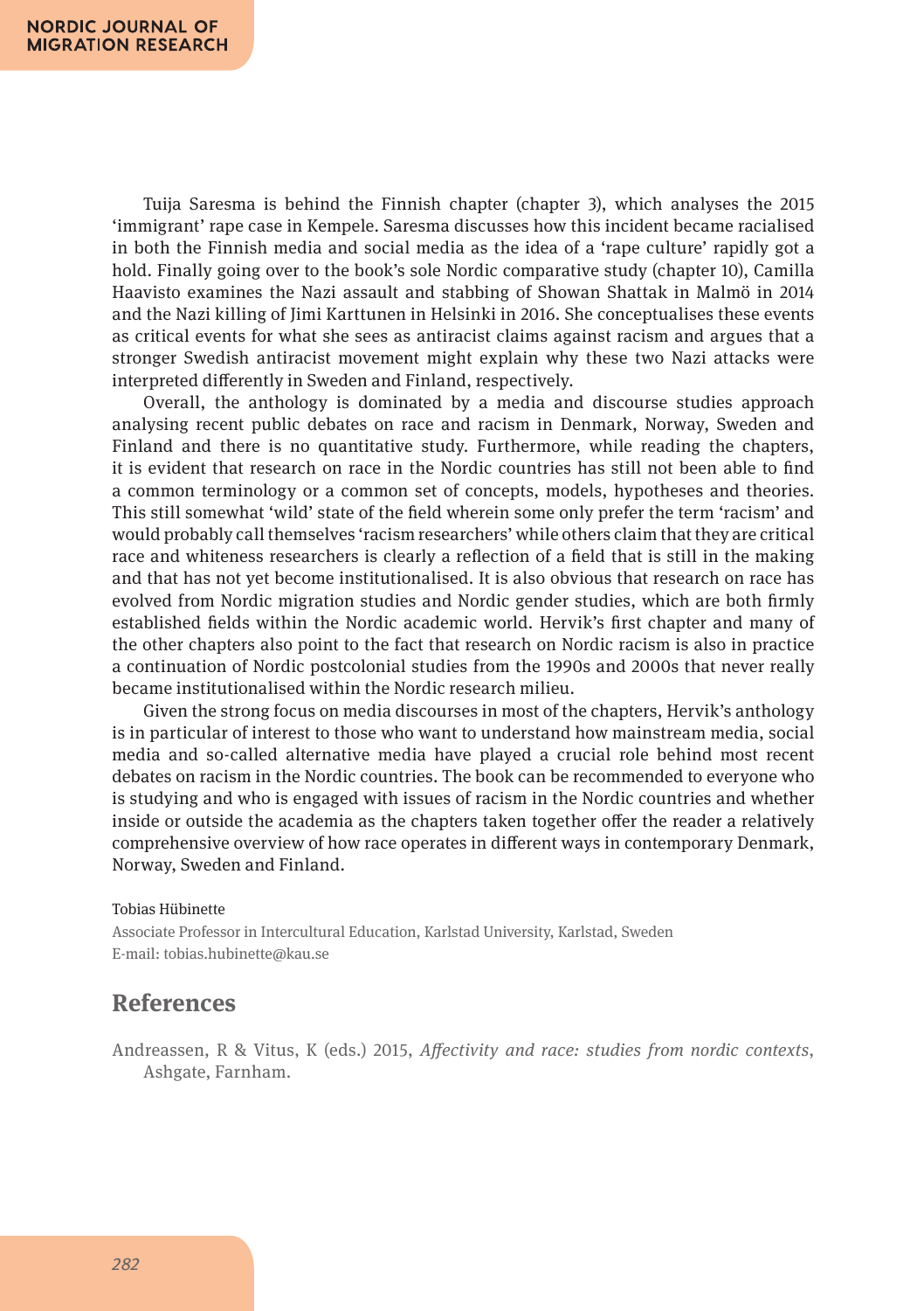Tuija Saresma is behind the Finnish chapter (chapter 3), which analyses the 2015 'immigrant' rape case in Kempele. Saresma discusses how this incident became racialised in both the Finnish media and social media as the idea of a 'rape culture' rapidly got a hold. Finally going over to the book's sole Nordic comparative study (chapter 10), Camilla Haavisto examines the Nazi assault and stabbing of Showan Shattak in Malmö in 2014 and the Nazi killing of Jimi Karttunen in Helsinki in 2016. She conceptualises these events as critical events for what she sees as antiracist claims against racism and argues that a stronger Swedish antiracist movement might explain why these two Nazi attacks were interpreted differently in Sweden and Finland, respectively.

Overall, the anthology is dominated by a media and discourse studies approach analysing recent public debates on race and racism in Denmark, Norway, Sweden and Finland and there is no quantitative study. Furthermore, while reading the chapters, it is evident that research on race in the Nordic countries has still not been able to find a common terminology or a common set of concepts, models, hypotheses and theories. This still somewhat 'wild' state of the field wherein some only prefer the term 'racism' and would probably call themselves 'racism researchers' while others claim that they are critical race and whiteness researchers is clearly a reflection of a field that is still in the making and that has not yet become institutionalised. It is also obvious that research on race has evolved from Nordic migration studies and Nordic gender studies, which are both firmly established fields within the Nordic academic world. Hervik's first chapter and many of the other chapters also point to the fact that research on Nordic racism is also in practice a continuation of Nordic postcolonial studies from the 1990s and 2000s that never really became institutionalised within the Nordic research milieu.

Given the strong focus on media discourses in most of the chapters, Hervik's anthology is in particular of interest to those who want to understand how mainstream media, social media and so-called alternative media have played a crucial role behind most recent debates on racism in the Nordic countries. The book can be recommended to everyone who is studying and who is engaged with issues of racism in the Nordic countries and whether inside or outside the academia as the chapters taken together offer the reader a relatively comprehensive overview of how race operates in different ways in contemporary Denmark, Norway, Sweden and Finland.

Tobias Hübinette

Associate Professor in Intercultural Education, Karlstad University, Karlstad, Sweden
E-mail: tobias.hubinette@kau.se

## References

Andreassen, R & Vitus, K (eds.) 2015, *Affectivity and race: studies from nordic contexts*, Ashgate, Farnham.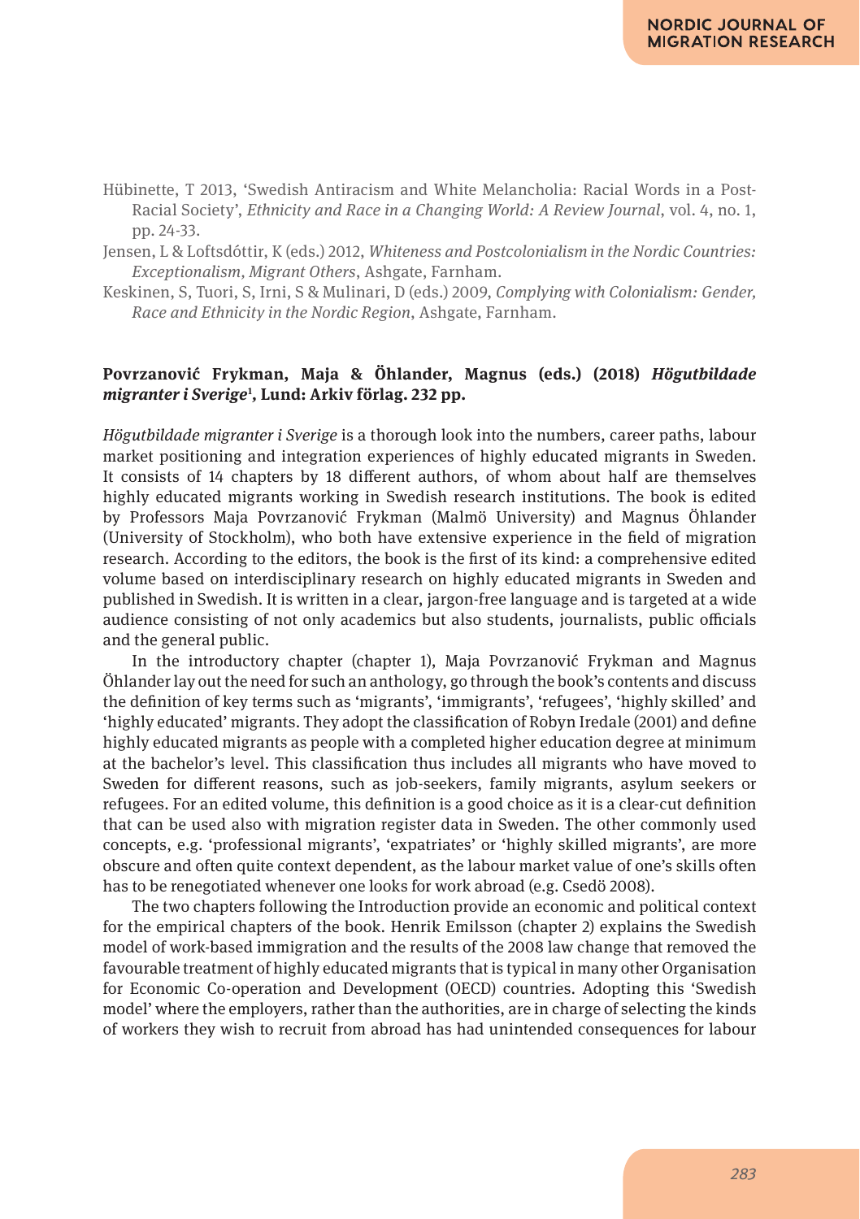Hübinette, T 2013, 'Swedish Antiracism and White Melancholia: Racial Words in a Post-Racial Society', *Ethnicity and Race in a Changing World: A Review Journal*, vol. 4, no. 1, pp. 24-33.

Jensen, L & Loftsdóttir, K (eds.) 2012, *Whiteness and Postcolonialism in the Nordic Countries: Exceptionalism, Migrant Others*, Ashgate, Farnham.

Keskinen, S, Tuori, S, Irni, S & Mulinari, D (eds.) 2009, *Complying with Colonialism: Gender, Race and Ethnicity in the Nordic Region*, Ashgate, Farnham.

**Povrzanović Frykman, Maja & Öhlander, Magnus (eds.) (2018) *Högutbildade migranter i Sverige*[1], Lund: Arkiv förlag. 232 pp.**

*Högutbildade migranter i Sverige* is a thorough look into the numbers, career paths, labour market positioning and integration experiences of highly educated migrants in Sweden. It consists of 14 chapters by 18 different authors, of whom about half are themselves highly educated migrants working in Swedish research institutions. The book is edited by Professors Maja Povrzanović Frykman (Malmö University) and Magnus Öhlander (University of Stockholm), who both have extensive experience in the field of migration research. According to the editors, the book is the first of its kind: a comprehensive edited volume based on interdisciplinary research on highly educated migrants in Sweden and published in Swedish. It is written in a clear, jargon-free language and is targeted at a wide audience consisting of not only academics but also students, journalists, public officials and the general public.

In the introductory chapter (chapter 1), Maja Povrzanović Frykman and Magnus Öhlander lay out the need for such an anthology, go through the book's contents and discuss the definition of key terms such as 'migrants', 'immigrants', 'refugees', 'highly skilled' and 'highly educated' migrants. They adopt the classification of Robyn Iredale (2001) and define highly educated migrants as people with a completed higher education degree at minimum at the bachelor's level. This classification thus includes all migrants who have moved to Sweden for different reasons, such as job-seekers, family migrants, asylum seekers or refugees. For an edited volume, this definition is a good choice as it is a clear-cut definition that can be used also with migration register data in Sweden. The other commonly used concepts, e.g. 'professional migrants', 'expatriates' or 'highly skilled migrants', are more obscure and often quite context dependent, as the labour market value of one's skills often has to be renegotiated whenever one looks for work abroad (e.g. Csedö 2008).

The two chapters following the Introduction provide an economic and political context for the empirical chapters of the book. Henrik Emilsson (chapter 2) explains the Swedish model of work-based immigration and the results of the 2008 law change that removed the favourable treatment of highly educated migrants that is typical in many other Organisation for Economic Co-operation and Development (OECD) countries. Adopting this 'Swedish model' where the employers, rather than the authorities, are in charge of selecting the kinds of workers they wish to recruit from abroad has had unintended consequences for labour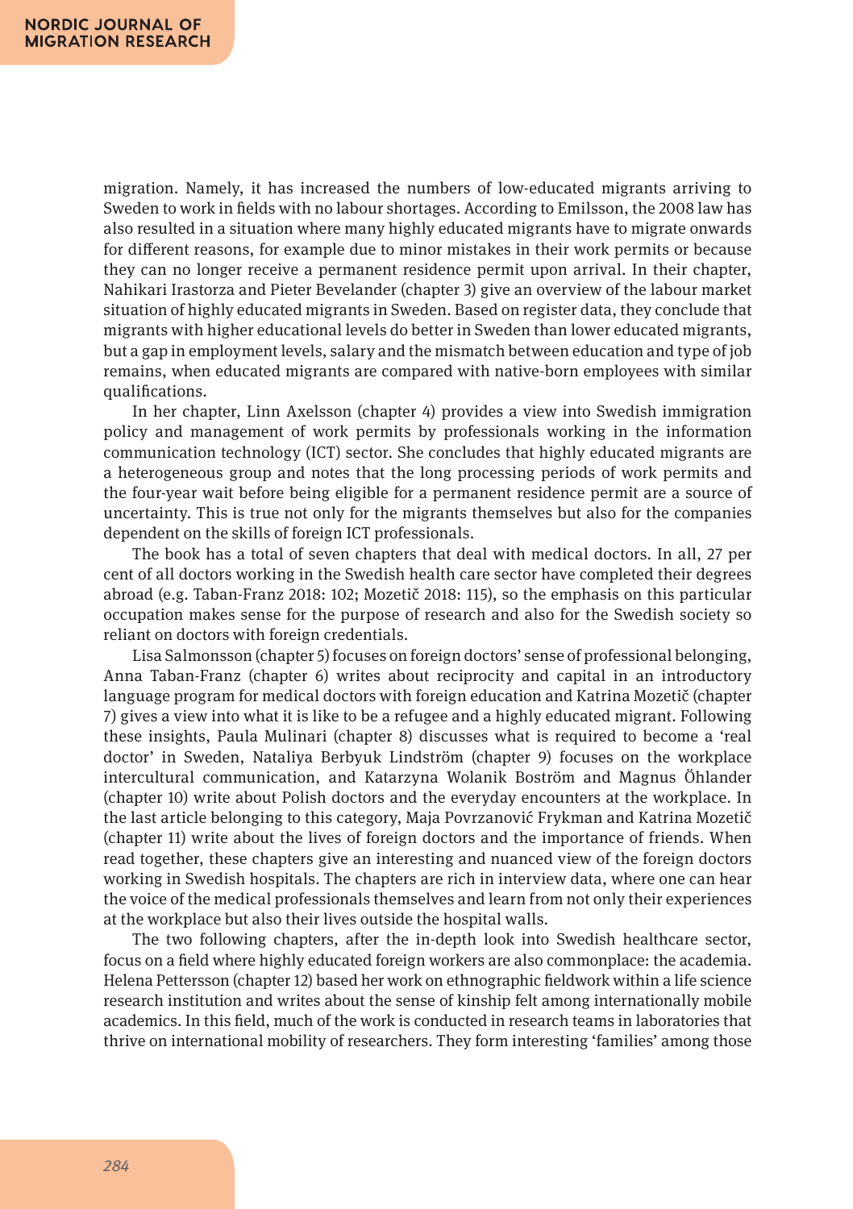migration. Namely, it has increased the numbers of low-educated migrants arriving to Sweden to work in fields with no labour shortages. According to Emilsson, the 2008 law has also resulted in a situation where many highly educated migrants have to migrate onwards for different reasons, for example due to minor mistakes in their work permits or because they can no longer receive a permanent residence permit upon arrival. In their chapter, Nahikari Irastorza and Pieter Bevelander (chapter 3) give an overview of the labour market situation of highly educated migrants in Sweden. Based on register data, they conclude that migrants with higher educational levels do better in Sweden than lower educated migrants, but a gap in employment levels, salary and the mismatch between education and type of job remains, when educated migrants are compared with native-born employees with similar qualifications.

In her chapter, Linn Axelsson (chapter 4) provides a view into Swedish immigration policy and management of work permits by professionals working in the information communication technology (ICT) sector. She concludes that highly educated migrants are a heterogeneous group and notes that the long processing periods of work permits and the four-year wait before being eligible for a permanent residence permit are a source of uncertainty. This is true not only for the migrants themselves but also for the companies dependent on the skills of foreign ICT professionals.

The book has a total of seven chapters that deal with medical doctors. In all, 27 per cent of all doctors working in the Swedish health care sector have completed their degrees abroad (e.g. Taban-Franz 2018: 102; Mozetič 2018: 115), so the emphasis on this particular occupation makes sense for the purpose of research and also for the Swedish society so reliant on doctors with foreign credentials.

Lisa Salmonsson (chapter 5) focuses on foreign doctors' sense of professional belonging, Anna Taban-Franz (chapter 6) writes about reciprocity and capital in an introductory language program for medical doctors with foreign education and Katrina Mozetič (chapter 7) gives a view into what it is like to be a refugee and a highly educated migrant. Following these insights, Paula Mulinari (chapter 8) discusses what is required to become a 'real doctor' in Sweden, Nataliya Berbyuk Lindström (chapter 9) focuses on the workplace intercultural communication, and Katarzyna Wolanik Boström and Magnus Öhlander (chapter 10) write about Polish doctors and the everyday encounters at the workplace. In the last article belonging to this category, Maja Povrzanović Frykman and Katrina Mozetič (chapter 11) write about the lives of foreign doctors and the importance of friends. When read together, these chapters give an interesting and nuanced view of the foreign doctors working in Swedish hospitals. The chapters are rich in interview data, where one can hear the voice of the medical professionals themselves and learn from not only their experiences at the workplace but also their lives outside the hospital walls.

The two following chapters, after the in-depth look into Swedish healthcare sector, focus on a field where highly educated foreign workers are also commonplace: the academia. Helena Pettersson (chapter 12) based her work on ethnographic fieldwork within a life science research institution and writes about the sense of kinship felt among internationally mobile academics. In this field, much of the work is conducted in research teams in laboratories that thrive on international mobility of researchers. They form interesting 'families' among those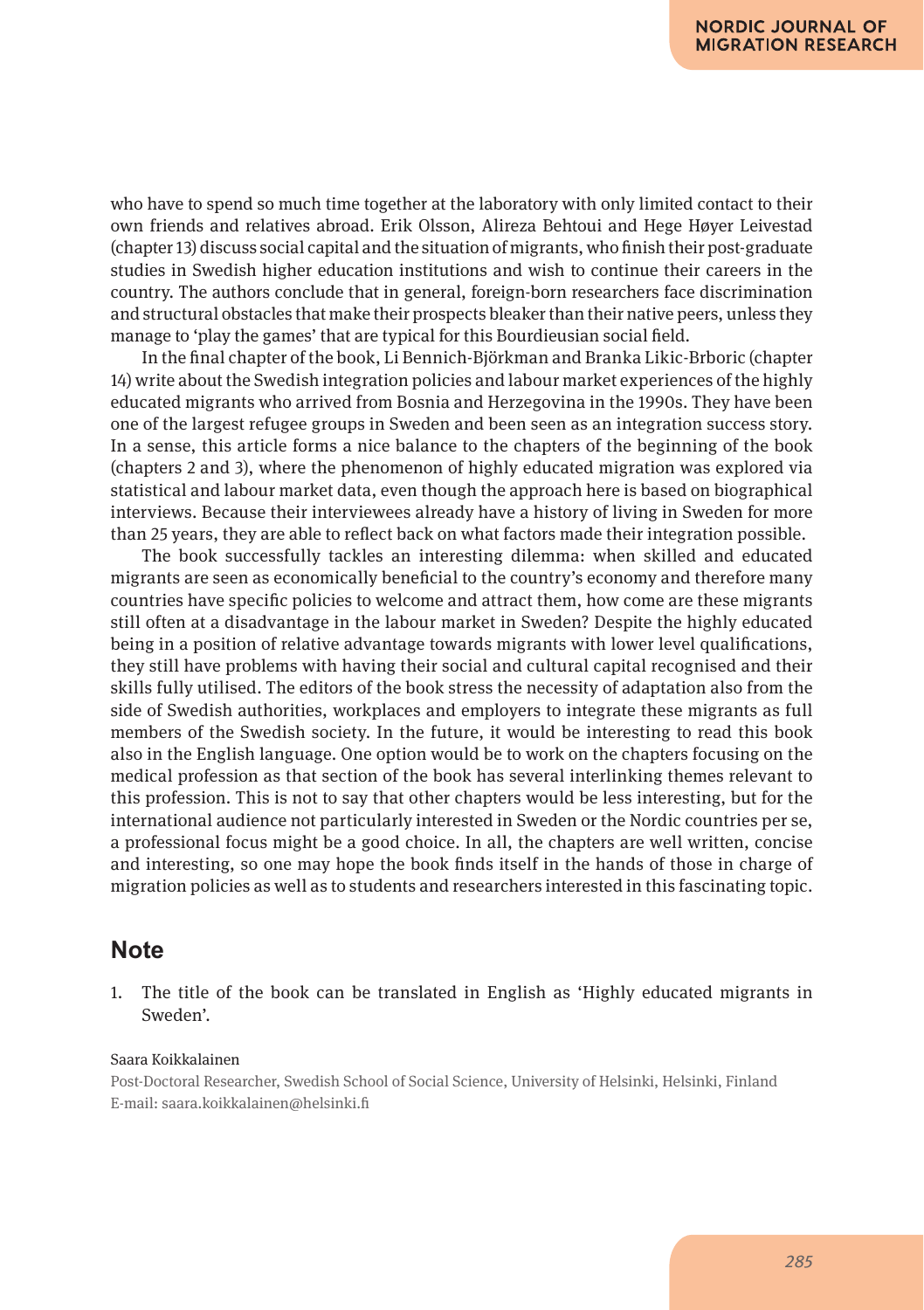who have to spend so much time together at the laboratory with only limited contact to their own friends and relatives abroad. Erik Olsson, Alireza Behtoui and Hege Høyer Leivestad (chapter 13) discuss social capital and the situation of migrants, who finish their post-graduate studies in Swedish higher education institutions and wish to continue their careers in the country. The authors conclude that in general, foreign-born researchers face discrimination and structural obstacles that make their prospects bleaker than their native peers, unless they manage to 'play the games' that are typical for this Bourdieusian social field.

In the final chapter of the book, Li Bennich-Björkman and Branka Likic-Brboric (chapter 14) write about the Swedish integration policies and labour market experiences of the highly educated migrants who arrived from Bosnia and Herzegovina in the 1990s. They have been one of the largest refugee groups in Sweden and been seen as an integration success story. In a sense, this article forms a nice balance to the chapters of the beginning of the book (chapters 2 and 3), where the phenomenon of highly educated migration was explored via statistical and labour market data, even though the approach here is based on biographical interviews. Because their interviewees already have a history of living in Sweden for more than 25 years, they are able to reflect back on what factors made their integration possible.

The book successfully tackles an interesting dilemma: when skilled and educated migrants are seen as economically beneficial to the country's economy and therefore many countries have specific policies to welcome and attract them, how come are these migrants still often at a disadvantage in the labour market in Sweden? Despite the highly educated being in a position of relative advantage towards migrants with lower level qualifications, they still have problems with having their social and cultural capital recognised and their skills fully utilised. The editors of the book stress the necessity of adaptation also from the side of Swedish authorities, workplaces and employers to integrate these migrants as full members of the Swedish society. In the future, it would be interesting to read this book also in the English language. One option would be to work on the chapters focusing on the medical profession as that section of the book has several interlinking themes relevant to this profession. This is not to say that other chapters would be less interesting, but for the international audience not particularly interested in Sweden or the Nordic countries per se, a professional focus might be a good choice. In all, the chapters are well written, concise and interesting, so one may hope the book finds itself in the hands of those in charge of migration policies as well as to students and researchers interested in this fascinating topic.

## Note

1. The title of the book can be translated in English as 'Highly educated migrants in Sweden'.

Saara Koikkalainen

Post-Doctoral Researcher, Swedish School of Social Science, University of Helsinki, Helsinki, Finland
E-mail: saara.koikkalainen@helsinki.fi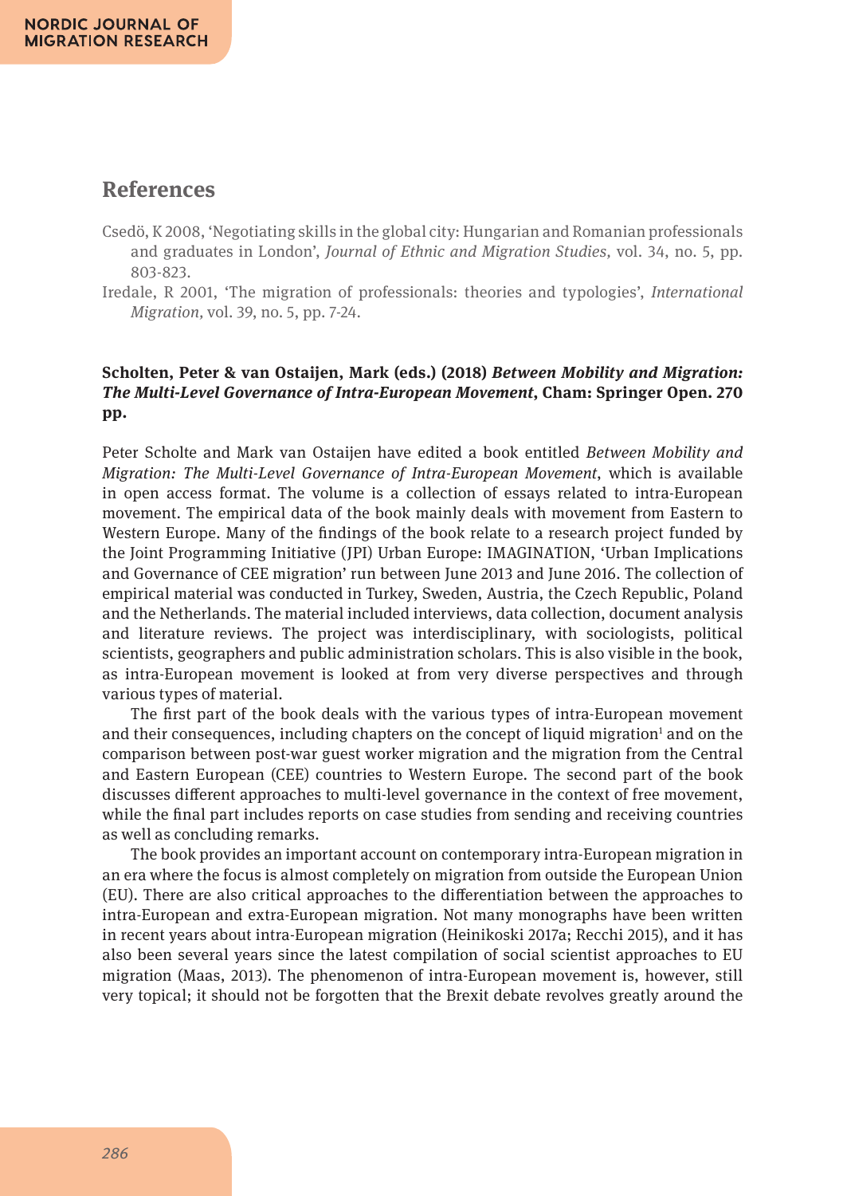## References

Csedö, K 2008, 'Negotiating skills in the global city: Hungarian and Romanian professionals and graduates in London', *Journal of Ethnic and Migration Studies*, vol. 34, no. 5, pp. 803-823.

Iredale, R 2001, 'The migration of professionals: theories and typologies', *International Migration*, vol. 39, no. 5, pp. 7-24.

**Scholten, Peter & van Ostaijen, Mark (eds.) (2018) *Between Mobility and Migration: The Multi-Level Governance of Intra-European Movement*, Cham: Springer Open. 270 pp.**

Peter Scholte and Mark van Ostaijen have edited a book entitled *Between Mobility and Migration: The Multi-Level Governance of Intra-European Movement*, which is available in open access format. The volume is a collection of essays related to intra-European movement. The empirical data of the book mainly deals with movement from Eastern to Western Europe. Many of the findings of the book relate to a research project funded by the Joint Programming Initiative (JPI) Urban Europe: IMAGINATION, 'Urban Implications and Governance of CEE migration' run between June 2013 and June 2016. The collection of empirical material was conducted in Turkey, Sweden, Austria, the Czech Republic, Poland and the Netherlands. The material included interviews, data collection, document analysis and literature reviews. The project was interdisciplinary, with sociologists, political scientists, geographers and public administration scholars. This is also visible in the book, as intra-European movement is looked at from very diverse perspectives and through various types of material.

The first part of the book deals with the various types of intra-European movement and their consequences, including chapters on the concept of liquid migration[1] and on the comparison between post-war guest worker migration and the migration from the Central and Eastern European (CEE) countries to Western Europe. The second part of the book discusses different approaches to multi-level governance in the context of free movement, while the final part includes reports on case studies from sending and receiving countries as well as concluding remarks.

The book provides an important account on contemporary intra-European migration in an era where the focus is almost completely on migration from outside the European Union (EU). There are also critical approaches to the differentiation between the approaches to intra-European and extra-European migration. Not many monographs have been written in recent years about intra-European migration (Heinikoski 2017a; Recchi 2015), and it has also been several years since the latest compilation of social scientist approaches to EU migration (Maas, 2013). The phenomenon of intra-European movement is, however, still very topical; it should not be forgotten that the Brexit debate revolves greatly around the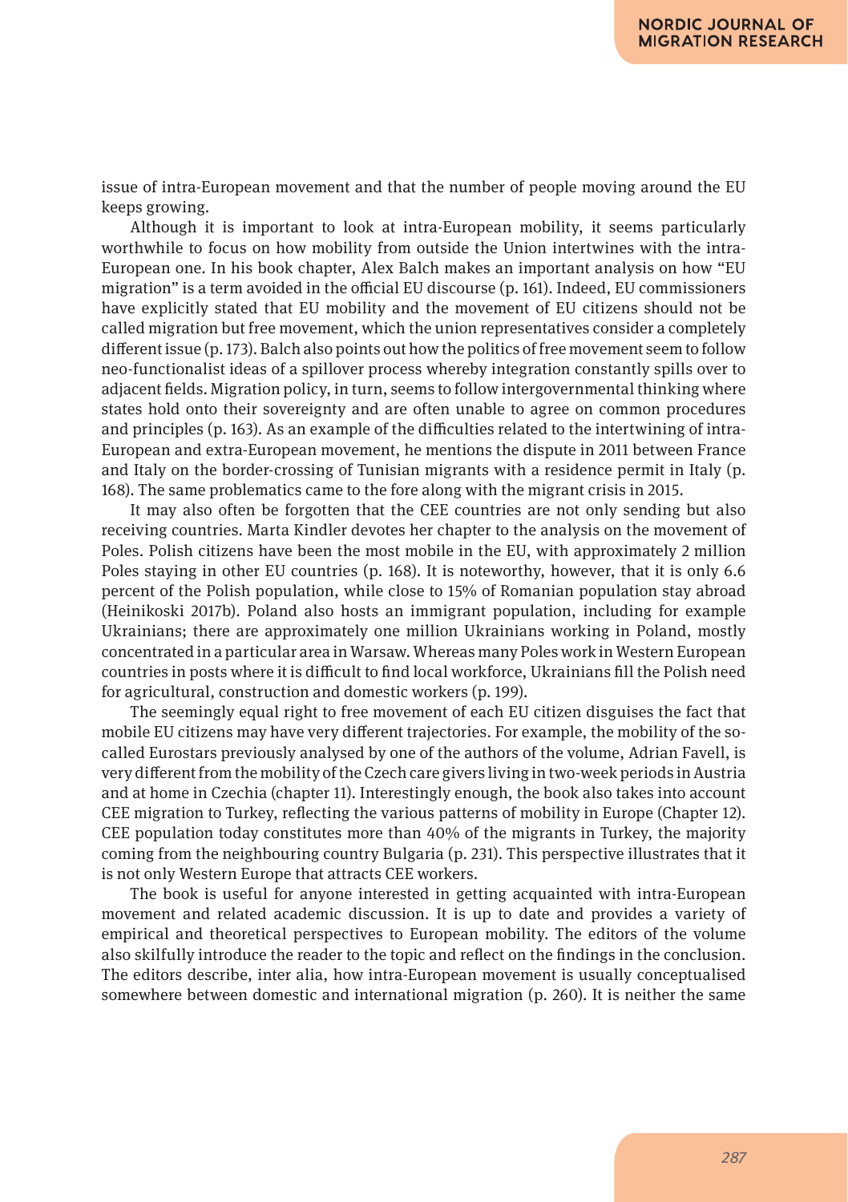issue of intra-European movement and that the number of people moving around the EU keeps growing.

Although it is important to look at intra-European mobility, it seems particularly worthwhile to focus on how mobility from outside the Union intertwines with the intra-European one. In his book chapter, Alex Balch makes an important analysis on how "EU migration" is a term avoided in the official EU discourse (p. 161). Indeed, EU commissioners have explicitly stated that EU mobility and the movement of EU citizens should not be called migration but free movement, which the union representatives consider a completely different issue (p. 173). Balch also points out how the politics of free movement seem to follow neo-functionalist ideas of a spillover process whereby integration constantly spills over to adjacent fields. Migration policy, in turn, seems to follow intergovernmental thinking where states hold onto their sovereignty and are often unable to agree on common procedures and principles (p. 163). As an example of the difficulties related to the intertwining of intra-European and extra-European movement, he mentions the dispute in 2011 between France and Italy on the border-crossing of Tunisian migrants with a residence permit in Italy (p. 168). The same problematics came to the fore along with the migrant crisis in 2015.

It may also often be forgotten that the CEE countries are not only sending but also receiving countries. Marta Kindler devotes her chapter to the analysis on the movement of Poles. Polish citizens have been the most mobile in the EU, with approximately 2 million Poles staying in other EU countries (p. 168). It is noteworthy, however, that it is only 6.6 percent of the Polish population, while close to 15% of Romanian population stay abroad (Heinikoski 2017b). Poland also hosts an immigrant population, including for example Ukrainians; there are approximately one million Ukrainians working in Poland, mostly concentrated in a particular area in Warsaw. Whereas many Poles work in Western European countries in posts where it is difficult to find local workforce, Ukrainians fill the Polish need for agricultural, construction and domestic workers (p. 199).

The seemingly equal right to free movement of each EU citizen disguises the fact that mobile EU citizens may have very different trajectories. For example, the mobility of the so-called Eurostars previously analysed by one of the authors of the volume, Adrian Favell, is very different from the mobility of the Czech care givers living in two-week periods in Austria and at home in Czechia (chapter 11). Interestingly enough, the book also takes into account CEE migration to Turkey, reflecting the various patterns of mobility in Europe (Chapter 12). CEE population today constitutes more than 40% of the migrants in Turkey, the majority coming from the neighbouring country Bulgaria (p. 231). This perspective illustrates that it is not only Western Europe that attracts CEE workers.

The book is useful for anyone interested in getting acquainted with intra-European movement and related academic discussion. It is up to date and provides a variety of empirical and theoretical perspectives to European mobility. The editors of the volume also skilfully introduce the reader to the topic and reflect on the findings in the conclusion. The editors describe, inter alia, how intra-European movement is usually conceptualised somewhere between domestic and international migration (p. 260). It is neither the same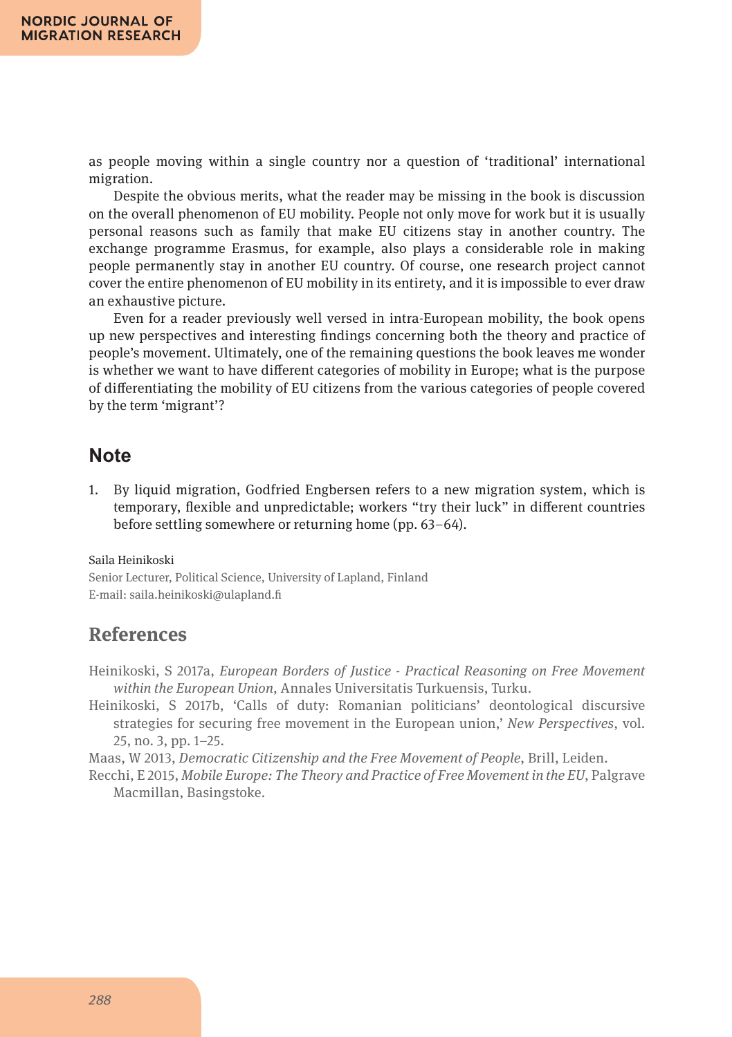as people moving within a single country nor a question of 'traditional' international migration.

Despite the obvious merits, what the reader may be missing in the book is discussion on the overall phenomenon of EU mobility. People not only move for work but it is usually personal reasons such as family that make EU citizens stay in another country. The exchange programme Erasmus, for example, also plays a considerable role in making people permanently stay in another EU country. Of course, one research project cannot cover the entire phenomenon of EU mobility in its entirety, and it is impossible to ever draw an exhaustive picture.

Even for a reader previously well versed in intra-European mobility, the book opens up new perspectives and interesting findings concerning both the theory and practice of people's movement. Ultimately, one of the remaining questions the book leaves me wonder is whether we want to have different categories of mobility in Europe; what is the purpose of differentiating the mobility of EU citizens from the various categories of people covered by the term 'migrant'?

## Note

1. By liquid migration, Godfried Engbersen refers to a new migration system, which is temporary, flexible and unpredictable; workers "try their luck" in different countries before settling somewhere or returning home (pp. 63–64).

Saila Heinikoski
Senior Lecturer, Political Science, University of Lapland, Finland
E-mail: saila.heinikoski@ulapland.fi

## References

Heinikoski, S 2017a, *European Borders of Justice - Practical Reasoning on Free Movement within the European Union*, Annales Universitatis Turkuensis, Turku.

Heinikoski, S 2017b, 'Calls of duty: Romanian politicians' deontological discursive strategies for securing free movement in the European union,' *New Perspectives*, vol. 25, no. 3, pp. 1–25.

Maas, W 2013, *Democratic Citizenship and the Free Movement of People*, Brill, Leiden.

Recchi, E 2015, *Mobile Europe: The Theory and Practice of Free Movement in the EU*, Palgrave Macmillan, Basingstoke.